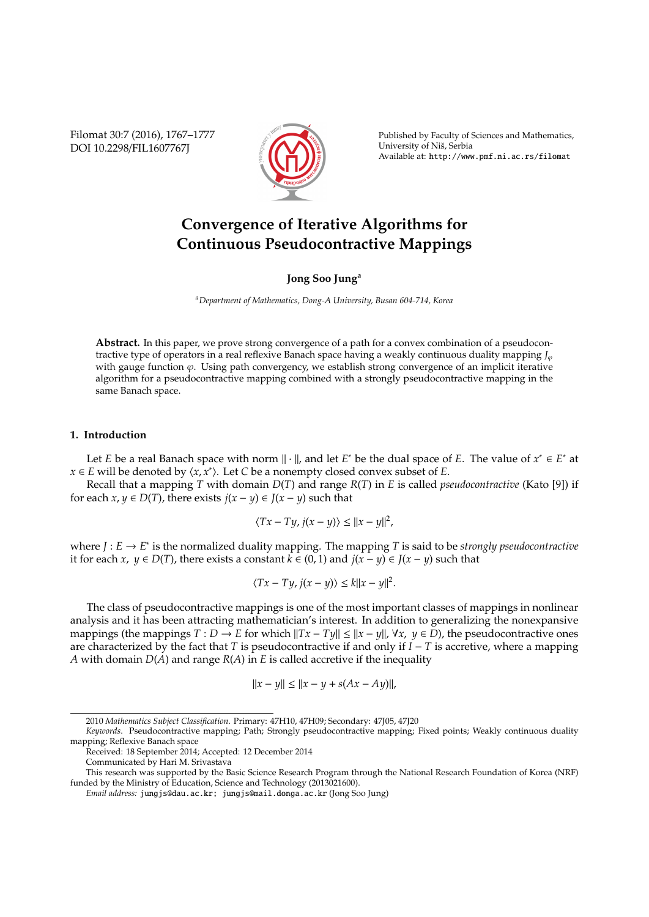# Convergence of Iterative Algorithms for Continuous Pseudocontractive Mappings

**Jong Soo Jung**[a]

[a]*Department of Mathematics, Dong-A University, Busan 604-714, Korea*

**Abstract.** In this paper, we prove strong convergence of a path for a convex combination of a pseudocontractive type of operators in a real reflexive Banach space having a weakly continuous duality mapping $J_\varphi$ with gauge function $\varphi$. Using path convergency, we establish strong convergence of an implicit iterative algorithm for a pseudocontractive mapping combined with a strongly pseudocontractive mapping in the same Banach space.

## 1. Introduction

Let $E$ be a real Banach space with norm $\|\cdot\|$, and let $E^*$ be the dual space of $E$. The value of $x^* \in E^*$ at $x \in E$ will be denoted by $\langle x, x^* \rangle$. Let $C$ be a nonempty closed convex subset of $E$.

Recall that a mapping $T$ with domain $D(T)$ and range $R(T)$ in $E$ is called *pseudocontractive* (Kato [9]) if for each $x, y \in D(T)$, there exists $j(x - y) \in J(x - y)$ such that

$$\langle Tx - Ty, j(x - y) \rangle \le \|x - y\|^2,$$

where $J : E \to E^*$ is the normalized duality mapping. The mapping $T$ is said to be *strongly pseudocontractive* it for each $x,\ y \in D(T)$, there exists a constant $k \in (0, 1)$ and $j(x - y) \in J(x - y)$ such that

$$\langle Tx - Ty, j(x - y) \rangle \le k\|x - y\|^2.$$

The class of pseudocontractive mappings is one of the most important classes of mappings in nonlinear analysis and it has been attracting mathematician's interest. In addition to generalizing the nonexpansive mappings (the mappings $T : D \to E$ for which $\|Tx - Ty\| \le \|x - y\|, \forall x,\ y \in D$), the pseudocontractive ones are characterized by the fact that $T$ is pseudocontractive if and only if $I - T$ is accretive, where a mapping $A$ with domain $D(A)$ and range $R(A)$ in $E$ is called accretive if the inequality

$$\|x - y\| \le \|x - y + s(Ax - Ay)\|,$$

---

2010 *Mathematics Subject Classification*. Primary: 47H10, 47H09; Secondary: 47J05, 47J20

*Keywords*. Pseudocontractive mapping; Path; Strongly pseudocontractive mapping; Fixed points; Weakly continuous duality mapping; Reflexive Banach space

Received: 18 September 2014; Accepted: 12 December 2014

Communicated by Hari M. Srivastava

This research was supported by the Basic Science Research Program through the National Research Foundation of Korea (NRF) funded by the Ministry of Education, Science and Technology (2013021600).

*Email address:* jungjs@dau.ac.kr; jungjs@mail.donga.ac.kr (Jong Soo Jung)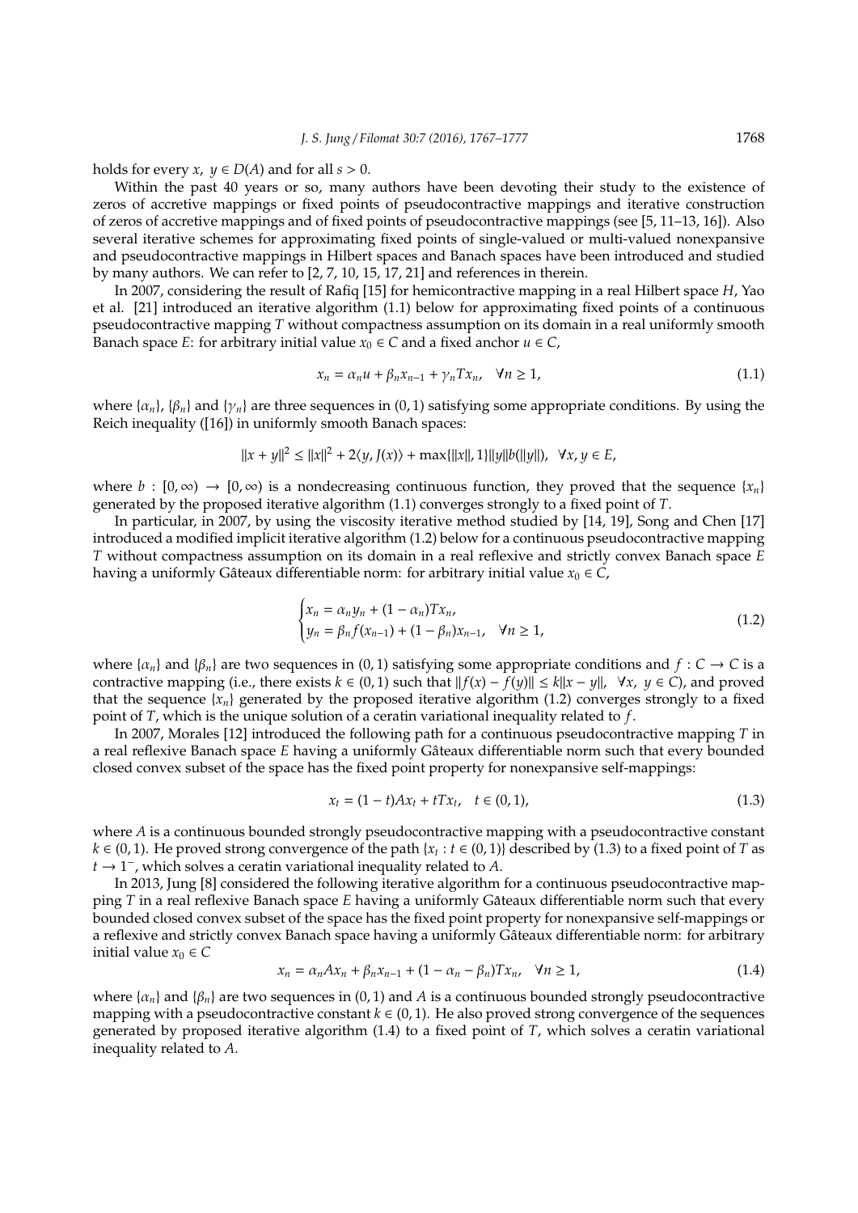holds for every $x,\ y \in D(A)$ and for all $s > 0$.

Within the past 40 years or so, many authors have been devoting their study to the existence of zeros of accretive mappings or fixed points of pseudocontractive mappings and iterative construction of zeros of accretive mappings and of fixed points of pseudocontractive mappings (see [5, 11–13, 16]). Also several iterative schemes for approximating fixed points of single-valued or multi-valued nonexpansive and pseudocontractive mappings in Hilbert spaces and Banach spaces have been introduced and studied by many authors. We can refer to [2, 7, 10, 15, 17, 21] and references in therein.

In 2007, considering the result of Rafiq [15] for hemicontractive mapping in a real Hilbert space $H$, Yao et al. [21] introduced an iterative algorithm (1.1) below for approximating fixed points of a continuous pseudocontractive mapping $T$ without compactness assumption on its domain in a real uniformly smooth Banach space $E$: for arbitrary initial value $x_0 \in C$ and a fixed anchor $u \in C$,

$$x_n = \alpha_n u + \beta_n x_{n-1} + \gamma_n T x_n, \quad \forall n \geq 1, \tag{1.1}$$

where $\{\alpha_n\}$, $\{\beta_n\}$ and $\{\gamma_n\}$ are three sequences in $(0, 1)$ satisfying some appropriate conditions. By using the Reich inequality ([16]) in uniformly smooth Banach spaces:

$$\|x + y\|^2 \leq \|x\|^2 + 2\langle y, J(x)\rangle + \max\{\|x\|, 1\}\|y\|b(\|y\|), \quad \forall x, y \in E,$$

where $b : [0, \infty) \to [0, \infty)$ is a nondecreasing continuous function, they proved that the sequence $\{x_n\}$ generated by the proposed iterative algorithm (1.1) converges strongly to a fixed point of $T$.

In particular, in 2007, by using the viscosity iterative method studied by [14, 19], Song and Chen [17] introduced a modified implicit iterative algorithm (1.2) below for a continuous pseudocontractive mapping $T$ without compactness assumption on its domain in a real reflexive and strictly convex Banach space $E$ having a uniformly Gâteaux differentiable norm: for arbitrary initial value $x_0 \in C$,

$$\begin{cases} x_n = \alpha_n y_n + (1 - \alpha_n) T x_n, \\ y_n = \beta_n f(x_{n-1}) + (1 - \beta_n) x_{n-1}, \quad \forall n \geq 1, \end{cases} \tag{1.2}$$

where $\{\alpha_n\}$ and $\{\beta_n\}$ are two sequences in $(0, 1)$ satisfying some appropriate conditions and $f : C \to C$ is a contractive mapping (i.e., there exists $k \in (0, 1)$ such that $\|f(x) - f(y)\| \leq k\|x - y\|,\ \forall x,\ y \in C$), and proved that the sequence $\{x_n\}$ generated by the proposed iterative algorithm (1.2) converges strongly to a fixed point of $T$, which is the unique solution of a ceratin variational inequality related to $f$.

In 2007, Morales [12] introduced the following path for a continuous pseudocontractive mapping $T$ in a real reflexive Banach space $E$ having a uniformly Gâteaux differentiable norm such that every bounded closed convex subset of the space has the fixed point property for nonexpansive self-mappings:

$$x_t = (1 - t) A x_t + t T x_t, \quad t \in (0, 1), \tag{1.3}$$

where $A$ is a continuous bounded strongly pseudocontractive mapping with a pseudocontractive constant $k \in (0, 1)$. He proved strong convergence of the path $\{x_t : t \in (0, 1)\}$ described by (1.3) to a fixed point of $T$ as $t \to 1^-$, which solves a ceratin variational inequality related to $A$.

In 2013, Jung [8] considered the following iterative algorithm for a continuous pseudocontractive mapping $T$ in a real reflexive Banach space $E$ having a uniformly Gâteaux differentiable norm such that every bounded closed convex subset of the space has the fixed point property for nonexpansive self-mappings or a reflexive and strictly convex Banach space having a uniformly Gâteaux differentiable norm: for arbitrary initial value $x_0 \in C$

$$x_n = \alpha_n A x_n + \beta_n x_{n-1} + (1 - \alpha_n - \beta_n) T x_n, \quad \forall n \geq 1, \tag{1.4}$$

where $\{\alpha_n\}$ and $\{\beta_n\}$ are two sequences in $(0, 1)$ and $A$ is a continuous bounded strongly pseudocontractive mapping with a pseudocontractive constant $k \in (0, 1)$. He also proved strong convergence of the sequences generated by proposed iterative algorithm (1.4) to a fixed point of $T$, which solves a ceratin variational inequality related to $A$.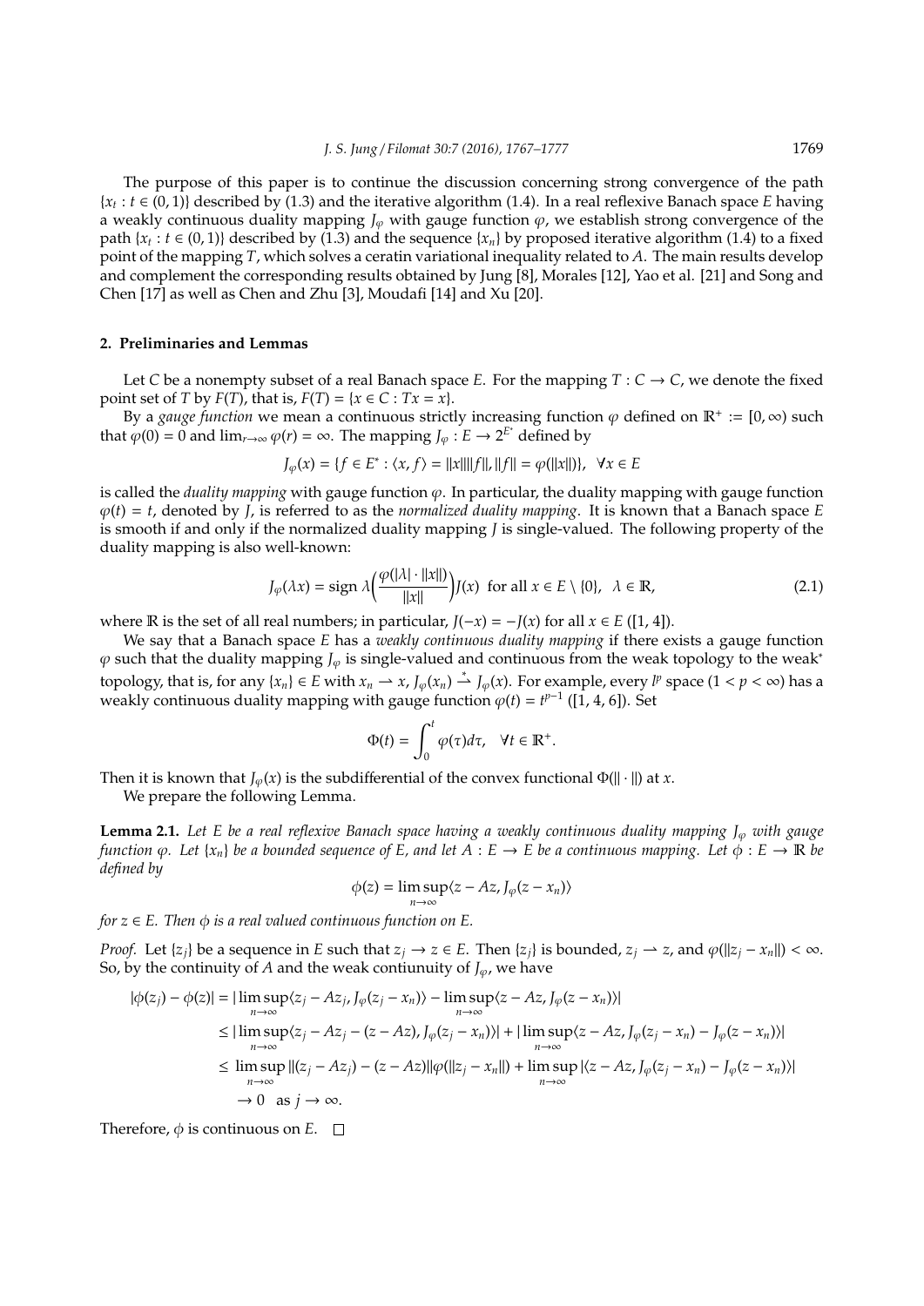The purpose of this paper is to continue the discussion concerning strong convergence of the path $\{x_t : t \in (0,1)\}$ described by (1.3) and the iterative algorithm (1.4). In a real reflexive Banach space $E$ having a weakly continuous duality mapping $J_\varphi$ with gauge function $\varphi$, we establish strong convergence of the path $\{x_t : t \in (0,1)\}$ described by (1.3) and the sequence $\{x_n\}$ by proposed iterative algorithm (1.4) to a fixed point of the mapping $T$, which solves a ceratin variational inequality related to $A$. The main results develop and complement the corresponding results obtained by Jung [8], Morales [12], Yao et al. [21] and Song and Chen [17] as well as Chen and Zhu [3], Moudafi [14] and Xu [20].

## 2. Preliminaries and Lemmas

Let $C$ be a nonempty subset of a real Banach space $E$. For the mapping $T : C \to C$, we denote the fixed point set of $T$ by $F(T)$, that is, $F(T) = \{x \in C : Tx = x\}$.

By a *gauge function* we mean a continuous strictly increasing function $\varphi$ defined on $\mathbb{R}^+ := [0, \infty)$ such that $\varphi(0) = 0$ and $\lim_{r\to\infty} \varphi(r) = \infty$. The mapping $J_\varphi : E \to 2^{E^*}$ defined by

$$J_\varphi(x) = \{f \in E^* : \langle x, f\rangle = \|x\|\|f\|, \|f\| = \varphi(\|x\|)\}, \quad \forall x \in E$$

is called the *duality mapping* with gauge function $\varphi$. In particular, the duality mapping with gauge function $\varphi(t) = t$, denoted by $J$, is referred to as the *normalized duality mapping*. It is known that a Banach space $E$ is smooth if and only if the normalized duality mapping $J$ is single-valued. The following property of the duality mapping is also well-known:

$$J_\varphi(\lambda x) = \text{sign } \lambda\Big(\frac{\varphi(|\lambda| \cdot \|x\|)}{\|x\|}\Big)J(x) \ \text{ for all } x \in E \setminus \{0\}, \ \ \lambda \in \mathbb{R}, \tag{2.1}$$

where $\mathbb{R}$ is the set of all real numbers; in particular, $J(-x) = -J(x)$ for all $x \in E$ ([1, 4]).

We say that a Banach space $E$ has a *weakly continuous duality mapping* if there exists a gauge function $\varphi$ such that the duality mapping $J_\varphi$ is single-valued and continuous from the weak topology to the weak* topology, that is, for any $\{x_n\} \in E$ with $x_n \rightharpoonup x$, $J_\varphi(x_n) \overset{*}{\rightharpoonup} J_\varphi(x)$. For example, every $l^p$ space $(1 < p < \infty)$ has a weakly continuous duality mapping with gauge function $\varphi(t) = t^{p-1}$ ([1, 4, 6]). Set

$$\Phi(t) = \int_0^t \varphi(\tau)d\tau, \quad \forall t \in \mathbb{R}^+.$$

Then it is known that $J_\varphi(x)$ is the subdifferential of the convex functional $\Phi(\|\cdot\|)$ at $x$.

We prepare the following Lemma.

**Lemma 2.1.** *Let $E$ be a real reflexive Banach space having a weakly continuous duality mapping $J_\varphi$ with gauge function $\varphi$. Let $\{x_n\}$ be a bounded sequence of $E$, and let $A : E \to E$ be a continuous mapping. Let $\phi : E \to \mathbb{R}$ be defined by*

$$\phi(z) = \limsup_{n\to\infty}\langle z - Az, J_\varphi(z - x_n)\rangle$$

*for $z \in E$. Then $\phi$ is a real valued continuous function on $E$.*

*Proof.* Let $\{z_j\}$ be a sequence in $E$ such that $z_j \to z \in E$. Then $\{z_j\}$ is bounded, $z_j \rightharpoonup z$, and $\varphi(\|z_j - x_n\|) < \infty$. So, by the continuity of $A$ and the weak contiunuity of $J_\varphi$, we have

$$\begin{aligned}
|\phi(z_j) - \phi(z)| &= |\limsup_{n\to\infty}\langle z_j - Az_j, J_\varphi(z_j - x_n)\rangle - \limsup_{n\to\infty}\langle z - Az, J_\varphi(z - x_n)\rangle| \\
&\le |\limsup_{n\to\infty}\langle z_j - Az_j - (z - Az), J_\varphi(z_j - x_n)\rangle| + |\limsup_{n\to\infty}\langle z - Az, J_\varphi(z_j - x_n) - J_\varphi(z - x_n)\rangle| \\
&\le \limsup_{n\to\infty} \|(z_j - Az_j) - (z - Az)\|\varphi(\|z_j - x_n\|) + \limsup_{n\to\infty} |\langle z - Az, J_\varphi(z_j - x_n) - J_\varphi(z - x_n)\rangle| \\
&\quad \to 0 \ \text{ as } j \to \infty.
\end{aligned}$$

Therefore, $\phi$ is continuous on $E$. $\square$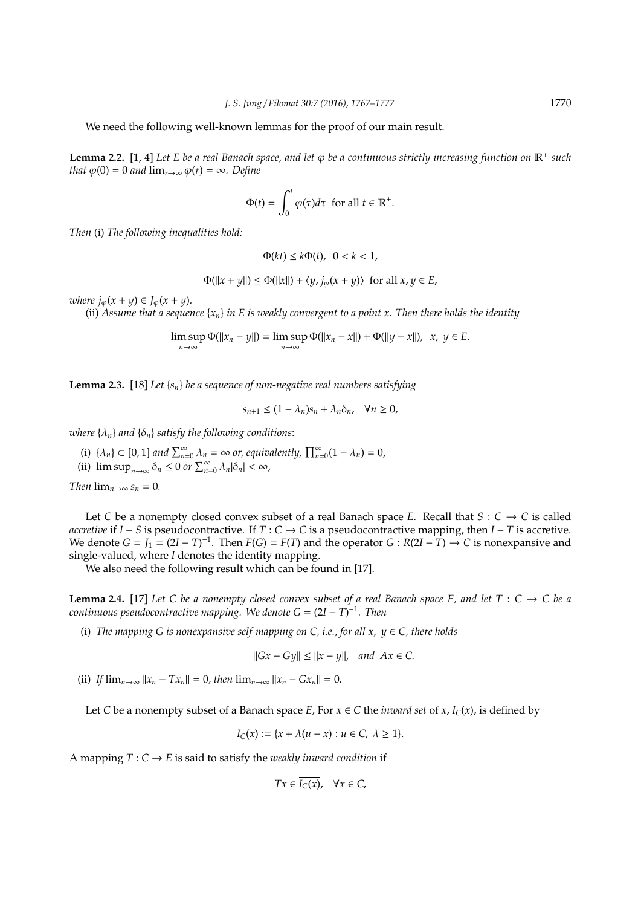We need the following well-known lemmas for the proof of our main result.

**Lemma 2.2.** [1, 4] *Let $E$ be a real Banach space, and let $\varphi$ be a continuous strictly increasing function on $\mathbb{R}^+$ such that $\varphi(0) = 0$ and $\lim_{r\to\infty} \varphi(r) = \infty$. Define*

$$\Phi(t) = \int_0^t \varphi(\tau) d\tau \quad \text{for all } t \in \mathbb{R}^+.$$

*Then* (i) *The following inequalities hold:*

$$\Phi(kt) \le k\Phi(t), \quad 0 < k < 1,$$

$$\Phi(\|x + y\|) \le \Phi(\|x\|) + \langle y, j_\varphi(x + y)\rangle \quad \text{for all } x, y \in E,$$

*where $j_\varphi(x + y) \in J_\varphi(x + y)$.*

(ii) *Assume that a sequence $\{x_n\}$ in $E$ is weakly convergent to a point $x$. Then there holds the identity*

$$\limsup_{n\to\infty} \Phi(\|x_n - y\|) = \limsup_{n\to\infty} \Phi(\|x_n - x\|) + \Phi(\|y - x\|), \quad x, \ y \in E.$$

**Lemma 2.3.** [18] *Let $\{s_n\}$ be a sequence of non-negative real numbers satisfying*

$$s_{n+1} \le (1 - \lambda_n)s_n + \lambda_n \delta_n, \quad \forall n \ge 0,$$

*where $\{\lambda_n\}$ and $\{\delta_n\}$ satisfy the following conditions*:

(i) $\{\lambda_n\} \subset [0, 1]$ *and* $\sum_{n=0}^\infty \lambda_n = \infty$ *or, equivalently,* $\prod_{n=0}^\infty (1 - \lambda_n) = 0$,
(ii) $\limsup_{n\to\infty} \delta_n \le 0$ *or* $\sum_{n=0}^\infty \lambda_n|\delta_n| < \infty$,

*Then* $\lim_{n\to\infty} s_n = 0$.

Let $C$ be a nonempty closed convex subset of a real Banach space $E$. Recall that $S : C \to C$ is called *accretive* if $I - S$ is pseudocontractive. If $T : C \to C$ is a pseudocontractive mapping, then $I - T$ is accretive. We denote $G = J_1 = (2I - T)^{-1}$. Then $F(G) = F(T)$ and the operator $G : R(2I - T) \to C$ is nonexpansive and single-valued, where $I$ denotes the identity mapping.

We also need the following result which can be found in [17].

**Lemma 2.4.** [17] *Let $C$ be a nonempty closed convex subset of a real Banach space $E$, and let $T : C \to C$ be a continuous pseudocontractive mapping. We denote $G = (2I - T)^{-1}$. Then*

(i) *The mapping $G$ is nonexpansive self-mapping on $C$, i.e., for all $x, \ y \in C$, there holds*

$$\|Gx - Gy\| \le \|x - y\|, \quad \text{and} \ \ Ax \in C.$$

(ii) *If* $\lim_{n\to\infty} \|x_n - Tx_n\| = 0$, *then* $\lim_{n\to\infty} \|x_n - Gx_n\| = 0$.

Let $C$ be a nonempty subset of a Banach space $E$, For $x \in C$ the *inward set* of $x$, $I_C(x)$, is defined by

$$I_C(x) := \{x + \lambda(u - x) : u \in C, \ \lambda \ge 1\}.$$

A mapping $T : C \to E$ is said to satisfy the *weakly inward condition* if

$$Tx \in \overline{I_C(x)}, \quad \forall x \in C,$$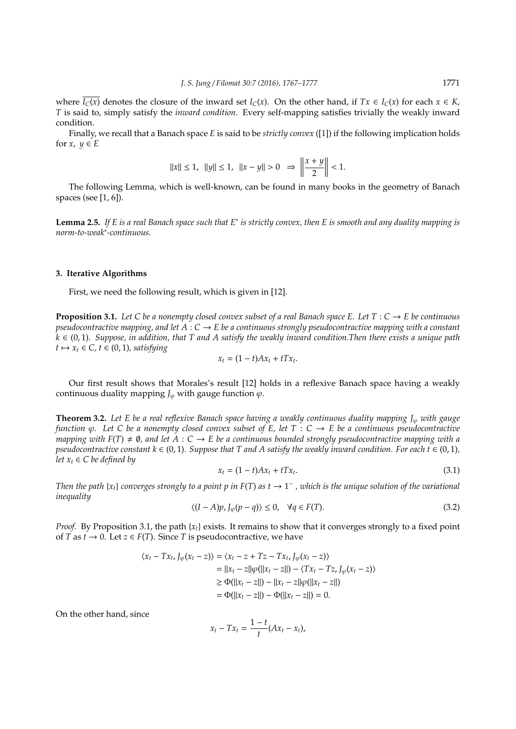where $\overline{I_C(x)}$ denotes the closure of the inward set $I_C(x)$. On the other hand, if $Tx \in I_C(x)$ for each $x \in K$, $T$ is said to, simply satisfy the *inward condition*. Every self-mapping satisfies trivially the weakly inward condition.

Finally, we recall that a Banach space $E$ is said to be *strictly convex* ([1]) if the following implication holds for $x,\ y \in E$

$$\|x\| \le 1,\ \ \|y\| \le 1,\ \ \|x-y\| > 0 \ \ \Rightarrow \ \left\|\frac{x+y}{2}\right\| < 1.$$

The following Lemma, which is well-known, can be found in many books in the geometry of Banach spaces (see [1, 6]).

**Lemma 2.5.** *If $E$ is a real Banach space such that $E^*$ is strictly convex, then $E$ is smooth and any duality mapping is norm-to-weak$^*$-continuous.*

## 3. Iterative Algorithms

First, we need the following result, which is given in [12].

**Proposition 3.1.** *Let $C$ be a nonempty closed convex subset of a real Banach space $E$. Let $T : C \to E$ be continuous pseudocontractive mapping, and let $A : C \to E$ be a continuous strongly pseudocontractive mapping with a constant $k \in (0,1)$. Suppose, in addition, that $T$ and $A$ satisfy the weakly inward condition.Then there exists a unique path $t \mapsto x_t \in C$, $t \in (0,1)$, satisfying*

$$x_t = (1-t)Ax_t + tTx_t.$$

Our first result shows that Morales's result [12] holds in a reflexive Banach space having a weakly continuous duality mapping $J_\varphi$ with gauge function $\varphi$.

**Theorem 3.2.** *Let $E$ be a real reflexive Banach space having a weakly continuous duality mapping $J_\varphi$ with gauge function $\varphi$. Let $C$ be a nonempty closed convex subset of $E$, let $T : C \to E$ be a continuous pseudocontractive mapping with $F(T) \neq \emptyset$, and let $A : C \to E$ be a continuous bounded strongly pseudocontractive mapping with a pseudocontractive constant $k \in (0,1)$. Suppose that $T$ and $A$ satisfy the weakly inward condition. For each $t \in (0,1)$, let $x_t \in C$ be defined by*

$$x_t = (1-t)Ax_t + tTx_t. \tag{3.1}$$

*Then the path $\{x_t\}$ converges strongly to a point $p$ in $F(T)$ as $t \to 1^-$ , which is the unique solution of the variational inequality*

$$\langle (I-A)p, J_\varphi(p-q)\rangle \le 0, \quad \forall q \in F(T). \tag{3.2}$$

*Proof.* By Proposition 3.1, the path $\{x_t\}$ exists. It remains to show that it converges strongly to a fixed point of $T$ as $t \to 0$. Let $z \in F(T)$. Since $T$ is pseudocontractive, we have

$$\begin{aligned}
\langle x_t - Tx_t, J_\varphi(x_t - z)\rangle &= \langle x_t - z + Tz - Tx_t, J_\varphi(x_t - z)\rangle \\
&= \|x_t - z\|\varphi(\|x_t - z\|) - \langle Tx_t - Tz, J_\varphi(x_t - z)\rangle \\
&\ge \Phi(\|x_t - z\|) - \|x_t - z\|\varphi(\|x_t - z\|) \\
&= \Phi(\|x_t - z\|) - \Phi(\|x_t - z\|) = 0.
\end{aligned}$$

On the other hand, since

$$x_t - Tx_t = \frac{1-t}{t}(Ax_t - x_t),$$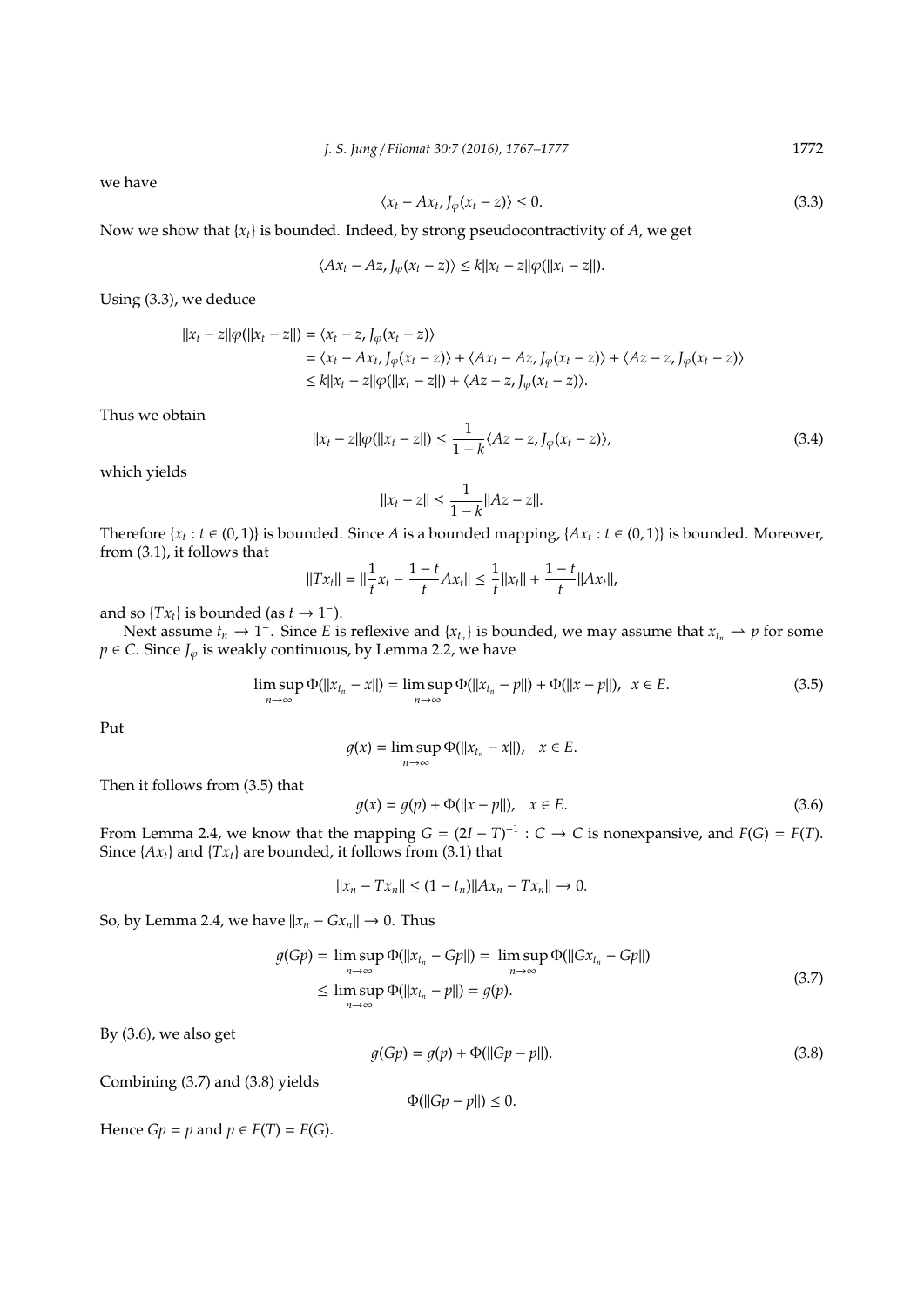we have

$$\langle x_t - Ax_t, J_\varphi(x_t - z)\rangle \le 0. \tag{3.3}$$

Now we show that $\{x_t\}$ is bounded. Indeed, by strong pseudocontractivity of $A$, we get

$$\langle Ax_t - Az, J_\varphi(x_t - z)\rangle \le k\|x_t - z\|\varphi(\|x_t - z\|).$$

Using (3.3), we deduce

$$\begin{aligned}
\|x_t - z\|\varphi(\|x_t - z\|) &= \langle x_t - z, J_\varphi(x_t - z)\rangle \\
&= \langle x_t - Ax_t, J_\varphi(x_t - z)\rangle + \langle Ax_t - Az, J_\varphi(x_t - z)\rangle + \langle Az - z, J_\varphi(x_t - z)\rangle \\
&\le k\|x_t - z\|\varphi(\|x_t - z\|) + \langle Az - z, J_\varphi(x_t - z)\rangle.
\end{aligned}$$

Thus we obtain

$$\|x_t - z\|\varphi(\|x_t - z\|) \le \frac{1}{1-k}\langle Az - z, J_\varphi(x_t - z)\rangle, \tag{3.4}$$

which yields

$$\|x_t - z\| \le \frac{1}{1-k}\|Az - z\|.$$

Therefore $\{x_t : t \in (0,1)\}$ is bounded. Since $A$ is a bounded mapping, $\{Ax_t : t \in (0,1)\}$ is bounded. Moreover, from (3.1), it follows that

$$\|Tx_t\| = \|\frac{1}{t}x_t - \frac{1-t}{t}Ax_t\| \le \frac{1}{t}\|x_t\| + \frac{1-t}{t}\|Ax_t\|,$$

and so $\{Tx_t\}$ is bounded (as $t \to 1^-$).

Next assume $t_n \to 1^-$. Since $E$ is reflexive and $\{x_{t_n}\}$ is bounded, we may assume that $x_{t_n} \rightharpoonup p$ for some $p \in C$. Since $J_\varphi$ is weakly continuous, by Lemma 2.2, we have

$$\limsup_{n\to\infty} \Phi(\|x_{t_n} - x\|) = \limsup_{n\to\infty} \Phi(\|x_{t_n} - p\|) + \Phi(\|x - p\|), \quad x \in E. \tag{3.5}$$

Put

$$g(x) = \limsup_{n\to\infty} \Phi(\|x_{t_n} - x\|), \quad x \in E.$$

Then it follows from (3.5) that

$$g(x) = g(p) + \Phi(\|x - p\|), \quad x \in E. \tag{3.6}$$

From Lemma 2.4, we know that the mapping $G = (2I - T)^{-1} : C \to C$ is nonexpansive, and $F(G) = F(T)$. Since $\{Ax_t\}$ and $\{Tx_t\}$ are bounded, it follows from (3.1) that

$$\|x_n - Tx_n\| \le (1 - t_n)\|Ax_n - Tx_n\| \to 0.$$

So, by Lemma 2.4, we have $\|x_n - Gx_n\| \to 0$. Thus

$$\begin{aligned}
g(Gp) &= \limsup_{n\to\infty} \Phi(\|x_{t_n} - Gp\|) = \limsup_{n\to\infty} \Phi(\|Gx_{t_n} - Gp\|) \\
&\le \limsup_{n\to\infty} \Phi(\|x_{t_n} - p\|) = g(p).
\end{aligned} \tag{3.7}$$

By (3.6), we also get

$$g(Gp) = g(p) + \Phi(\|Gp - p\|). \tag{3.8}$$

Combining (3.7) and (3.8) yields

$$\Phi(\|Gp - p\|) \le 0.$$

Hence $Gp = p$ and $p \in F(T) = F(G)$.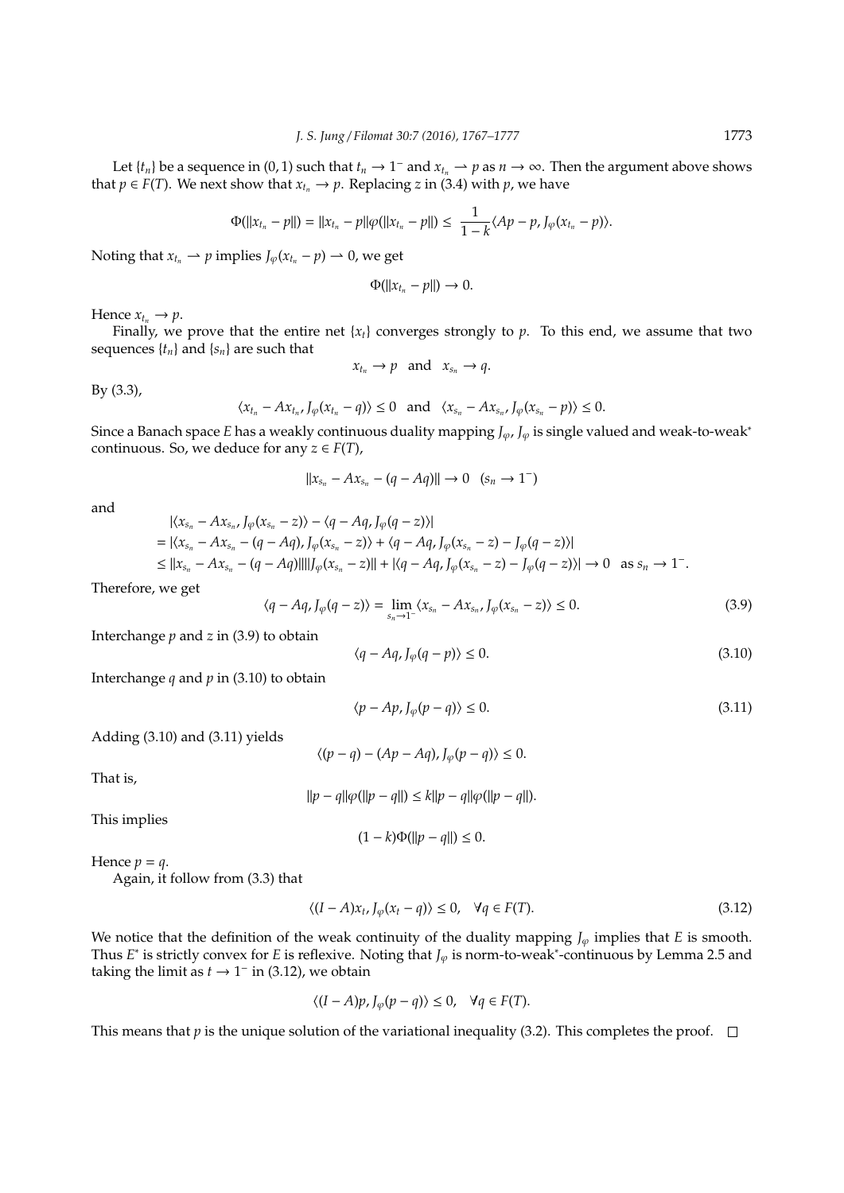Let $\{t_n\}$ be a sequence in $(0, 1)$ such that $t_n \to 1^-$ and $x_{t_n} \rightharpoonup p$ as $n \to \infty$. Then the argument above shows that $p \in F(T)$. We next show that $x_{t_n} \to p$. Replacing $z$ in (3.4) with $p$, we have

$$\Phi(\|x_{t_n} - p\|) = \|x_{t_n} - p\|\varphi(\|x_{t_n} - p\|) \leq \frac{1}{1-k}\langle Ap - p, J_\varphi(x_{t_n} - p)\rangle.$$

Noting that $x_{t_n} \rightharpoonup p$ implies $J_\varphi(x_{t_n} - p) \rightharpoonup 0$, we get

$$\Phi(\|x_{t_n} - p\|) \to 0.$$

Hence $x_{t_n} \to p$.

Finally, we prove that the entire net $\{x_t\}$ converges strongly to $p$. To this end, we assume that two sequences $\{t_n\}$ and $\{s_n\}$ are such that

$$x_{t_n} \to p \quad \text{and} \quad x_{s_n} \to q.$$

By (3.3),

$$\langle x_{t_n} - Ax_{t_n}, J_\varphi(x_{t_n} - q)\rangle \leq 0 \quad \text{and} \quad \langle x_{s_n} - Ax_{s_n}, J_\varphi(x_{s_n} - p)\rangle \leq 0.$$

Since a Banach space $E$ has a weakly continuous duality mapping $J_\varphi$, $J_\varphi$ is single valued and weak-to-weak$^*$ continuous. So, we deduce for any $z \in F(T)$,

$$\|x_{s_n} - Ax_{s_n} - (q - Aq)\| \to 0 \quad (s_n \to 1^-)$$

and

$$\begin{aligned}
&|\langle x_{s_n} - Ax_{s_n}, J_\varphi(x_{s_n} - z)\rangle - \langle q - Aq, J_\varphi(q - z)\rangle| \\
&= |\langle x_{s_n} - Ax_{s_n} - (q - Aq), J_\varphi(x_{s_n} - z)\rangle + \langle q - Aq, J_\varphi(x_{s_n} - z) - J_\varphi(q - z)\rangle| \\
&\leq \|x_{s_n} - Ax_{s_n} - (q - Aq)\|\|J_\varphi(x_{s_n} - z)\| + |\langle q - Aq, J_\varphi(x_{s_n} - z) - J_\varphi(q - z)\rangle| \to 0 \quad \text{as } s_n \to 1^-.
\end{aligned}$$

Therefore, we get

$$\langle q - Aq, J_\varphi(q - z)\rangle = \lim_{s_n \to 1^-}\langle x_{s_n} - Ax_{s_n}, J_\varphi(x_{s_n} - z)\rangle \leq 0. \tag{3.9}$$

Interchange $p$ and $z$ in (3.9) to obtain

$$\langle q - Aq, J_\varphi(q - p)\rangle \leq 0. \tag{3.10}$$

Interchange $q$ and $p$ in (3.10) to obtain

$$\langle p - Ap, J_\varphi(p - q)\rangle \leq 0. \tag{3.11}$$

Adding (3.10) and (3.11) yields

$$\langle (p - q) - (Ap - Aq), J_\varphi(p - q)\rangle \leq 0.$$

That is,

$$\|p - q\|\varphi(\|p - q\|) \leq k\|p - q\|\varphi(\|p - q\|).$$

This implies

$$(1 - k)\Phi(\|p - q\|) \leq 0.$$

Hence $p = q$.

Again, it follow from (3.3) that

$$\langle (I - A)x_t, J_\varphi(x_t - q)\rangle \leq 0, \quad \forall q \in F(T). \tag{3.12}$$

We notice that the definition of the weak continuity of the duality mapping $J_\varphi$ implies that $E$ is smooth. Thus $E^*$ is strictly convex for $E$ is reflexive. Noting that $J_\varphi$ is norm-to-weak$^*$-continuous by Lemma 2.5 and taking the limit as $t \to 1^-$ in (3.12), we obtain

$$\langle (I - A)p, J_\varphi(p - q)\rangle \leq 0, \quad \forall q \in F(T).$$

This means that $p$ is the unique solution of the variational inequality (3.2). This completes the proof. □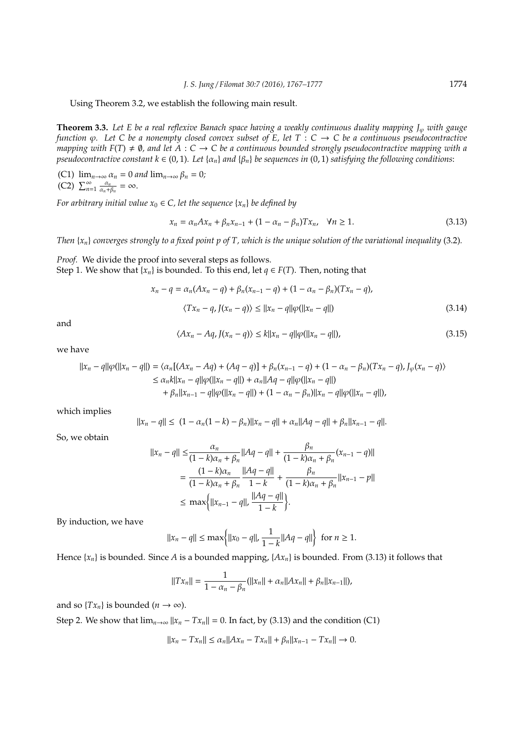Using Theorem 3.2, we establish the following main result.

**Theorem 3.3.** *Let $E$ be a real reflexive Banach space having a weakly continuous duality mapping $J_\varphi$ with gauge function $\varphi$. Let $C$ be a nonempty closed convex subset of $E$, let $T : C \to C$ be a continuous pseudocontractive mapping with $F(T) \neq \emptyset$, and let $A : C \to C$ be a continuous bounded strongly pseudocontractive mapping with a pseudocontractive constant $k \in (0, 1)$. Let $\{\alpha_n\}$ and $\{\beta_n\}$ be sequences in $(0, 1)$ satisfying the following conditions:*

(C1) $\lim_{n\to\infty} \alpha_n = 0$ *and* $\lim_{n\to\infty} \beta_n = 0$*;*
(C2) $\sum_{n=1}^{\infty} \frac{\alpha_n}{\alpha_n+\beta_n} = \infty$.

*For arbitrary initial value $x_0 \in C$, let the sequence $\{x_n\}$ be defined by*

$$x_n = \alpha_n A x_n + \beta_n x_{n-1} + (1 - \alpha_n - \beta_n)T x_n, \quad \forall n \geq 1. \tag{3.13}$$

*Then $\{x_n\}$ converges strongly to a fixed point $p$ of $T$, which is the unique solution of the variational inequality* (3.2)*.*

*Proof.* We divide the proof into several steps as follows.
Step 1. We show that $\{x_n\}$ is bounded. To this end, let $q \in F(T)$. Then, noting that

$$x_n - q = \alpha_n(Ax_n - q) + \beta_n(x_{n-1} - q) + (1 - \alpha_n - \beta_n)(Tx_n - q),$$

$$\langle Tx_n - q, J(x_n - q)\rangle \leq \|x_n - q\|\varphi(\|x_n - q\|) \tag{3.14}$$

and

$$\langle Ax_n - Aq, J(x_n - q)\rangle \leq k\|x_n - q\|\varphi(\|x_n - q\|), \tag{3.15}$$

we have

$$\begin{aligned}
\|x_n - q\|\varphi(\|x_n - q\|) &= \langle \alpha_n[(Ax_n - Aq) + (Aq - q)] + \beta_n(x_{n-1} - q) + (1 - \alpha_n - \beta_n)(Tx_n - q), J_\varphi(x_n - q)\rangle \\
&\leq \alpha_n k\|x_n - q\|\varphi(\|x_n - q\|) + \alpha_n\|Aq - q\|\varphi(\|x_n - q\|) \\
&\quad + \beta_n\|x_{n-1} - q\|\varphi(\|x_n - q\|) + (1 - \alpha_n - \beta_n)\|x_n - q\|\varphi(\|x_n - q\|),
\end{aligned}$$

which implies

$$\|x_n - q\| \leq \ (1 - \alpha_n(1 - k) - \beta_n)\|x_n - q\| + \alpha_n\|Aq - q\| + \beta_n\|x_{n-1} - q\|.$$

So, we obtain

$$\begin{aligned}
\|x_n - q\| &\leq \frac{\alpha_n}{(1 - k)\alpha_n + \beta_n}\|Aq - q\| + \frac{\beta_n}{(1 - k)\alpha_n + \beta_n}(x_{n-1} - q)\| \\
&= \frac{(1 - k)\alpha_n}{(1 - k)\alpha_n + \beta_n}\frac{\|Aq - q\|}{1 - k} + \frac{\beta_n}{(1 - k)\alpha_n + \beta_n}\|x_{n-1} - p\| \\
&\leq \max\left\{\|x_{n-1} - q\|, \frac{\|Aq - q\|}{1 - k}\right\}.
\end{aligned}$$

By induction, we have

$$\|x_n - q\| \leq \max\left\{\|x_0 - q\|, \frac{1}{1 - k}\|Aq - q\|\right\} \ \text{ for } n \geq 1.$$

Hence $\{x_n\}$ is bounded. Since $A$ is a bounded mapping, $\{Ax_n\}$ is bounded. From (3.13) it follows that

$$\|Tx_n\| = \frac{1}{1 - \alpha_n - \beta_n}(\|x_n\| + \alpha_n\|Ax_n\| + \beta_n\|x_{n-1}\|),$$

and so $\{Tx_n\}$ is bounded $(n \to \infty)$.

Step 2. We show that $\lim_{n\to\infty} \|x_n - Tx_n\| = 0$. In fact, by (3.13) and the condition (C1)

$$\|x_n - Tx_n\| \leq \alpha_n\|Ax_n - Tx_n\| + \beta_n\|x_{n-1} - Tx_n\| \to 0.$$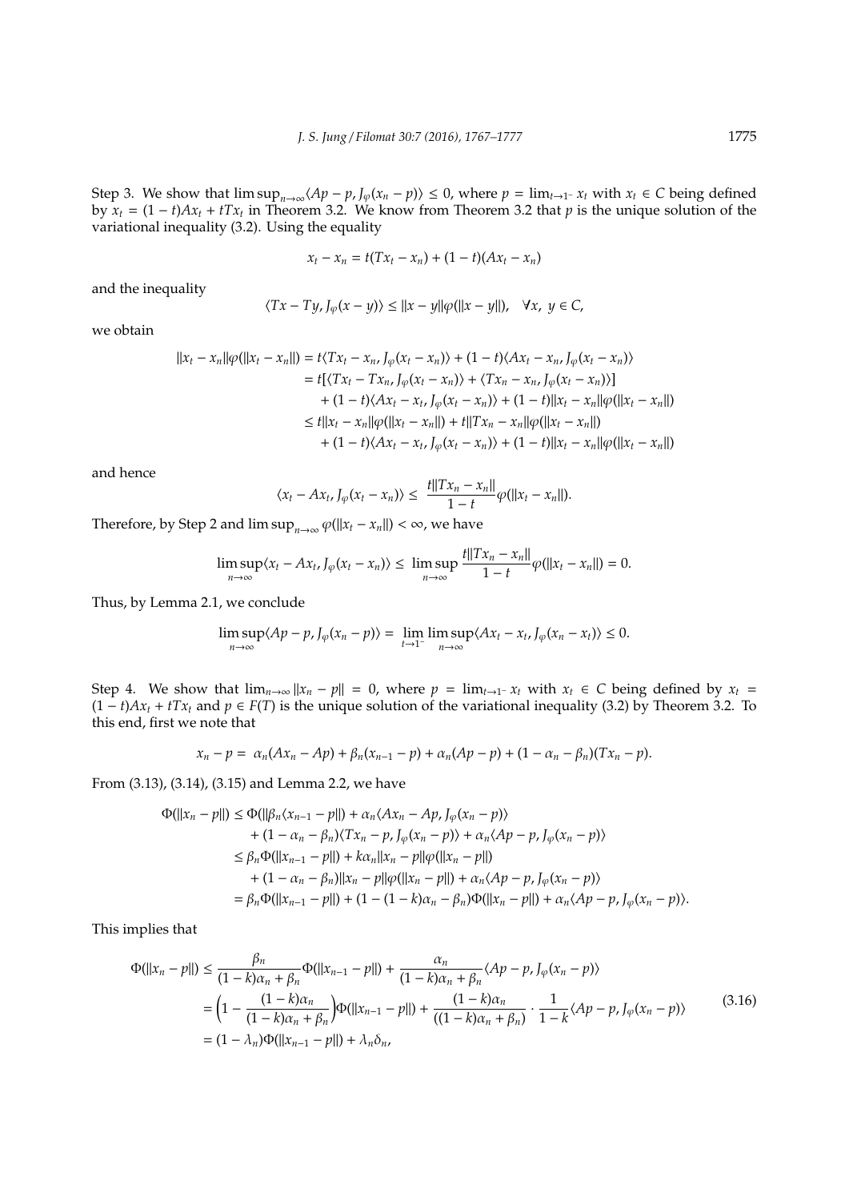Step 3. We show that $\limsup_{n\to\infty}\langle Ap - p, J_\varphi(x_n - p)\rangle \le 0$, where $p = \lim_{t\to 1^-} x_t$ with $x_t \in C$ being defined by $x_t = (1-t)Ax_t + tTx_t$ in Theorem 3.2. We know from Theorem 3.2 that $p$ is the unique solution of the variational inequality (3.2). Using the equality

$$x_t - x_n = t(Tx_t - x_n) + (1-t)(Ax_t - x_n)$$

and the inequality

$$\langle Tx - Ty, J_\varphi(x - y)\rangle \le \|x - y\|\varphi(\|x - y\|), \quad \forall x,\ y \in C,$$

we obtain

$$\begin{aligned}
\|x_t - x_n\|\varphi(\|x_t - x_n\|) &= t\langle Tx_t - x_n, J_\varphi(x_t - x_n)\rangle + (1-t)\langle Ax_t - x_n, J_\varphi(x_t - x_n)\rangle \\
&= t[\langle Tx_t - Tx_n, J_\varphi(x_t - x_n)\rangle + \langle Tx_n - x_n, J_\varphi(x_t - x_n)\rangle] \\
&\quad + (1-t)\langle Ax_t - x_t, J_\varphi(x_t - x_n)\rangle + (1-t)\|x_t - x_n\|\varphi(\|x_t - x_n\|) \\
&\le t\|x_t - x_n\|\varphi(\|x_t - x_n\|) + t\|Tx_n - x_n\|\varphi(\|x_t - x_n\|) \\
&\quad + (1-t)\langle Ax_t - x_t, J_\varphi(x_t - x_n)\rangle + (1-t)\|x_t - x_n\|\varphi(\|x_t - x_n\|)
\end{aligned}$$

and hence

$$\langle x_t - Ax_t, J_\varphi(x_t - x_n)\rangle \le \frac{t\|Tx_n - x_n\|}{1-t}\varphi(\|x_t - x_n\|).$$

Therefore, by Step 2 and $\limsup_{n\to\infty}\varphi(\|x_t - x_n\|) < \infty$, we have

$$\limsup_{n\to\infty}\langle x_t - Ax_t, J_\varphi(x_t - x_n)\rangle \le \limsup_{n\to\infty}\frac{t\|Tx_n - x_n\|}{1-t}\varphi(\|x_t - x_n\|) = 0.$$

Thus, by Lemma 2.1, we conclude

$$\limsup_{n\to\infty}\langle Ap - p, J_\varphi(x_n - p)\rangle = \lim_{t\to 1^-}\limsup_{n\to\infty}\langle Ax_t - x_t, J_\varphi(x_n - x_t)\rangle \le 0.$$

Step 4. We show that $\lim_{n\to\infty}\|x_n - p\| = 0$, where $p = \lim_{t\to 1^-} x_t$ with $x_t \in C$ being defined by $x_t = (1-t)Ax_t + tTx_t$ and $p \in F(T)$ is the unique solution of the variational inequality (3.2) by Theorem 3.2. To this end, first we note that

$$x_n - p = \alpha_n(Ax_n - Ap) + \beta_n(x_{n-1} - p) + \alpha_n(Ap - p) + (1 - \alpha_n - \beta_n)(Tx_n - p).$$

From (3.13), (3.14), (3.15) and Lemma 2.2, we have

$$\begin{aligned}
\Phi(\|x_n - p\|) &\le \Phi(\|\beta_n\langle x_{n-1} - p\|) + \alpha_n\langle Ax_n - Ap, J_\varphi(x_n - p)\rangle \\
&\quad + (1 - \alpha_n - \beta_n)\langle Tx_n - p, J_\varphi(x_n - p)\rangle + \alpha_n\langle Ap - p, J_\varphi(x_n - p)\rangle \\
&\le \beta_n\Phi(\|x_{n-1} - p\|) + k\alpha_n\|x_n - p\|\varphi(\|x_n - p\|) \\
&\quad + (1 - \alpha_n - \beta_n)\|x_n - p\|\varphi(\|x_n - p\|) + \alpha_n\langle Ap - p, J_\varphi(x_n - p)\rangle \\
&= \beta_n\Phi(\|x_{n-1} - p\|) + (1 - (1-k)\alpha_n - \beta_n)\Phi(\|x_n - p\|) + \alpha_n\langle Ap - p, J_\varphi(x_n - p)\rangle.
\end{aligned}$$

This implies that

$$\begin{aligned}
\Phi(\|x_n - p\|) &\le \frac{\beta_n}{(1-k)\alpha_n + \beta_n}\Phi(\|x_{n-1} - p\|) + \frac{\alpha_n}{(1-k)\alpha_n + \beta_n}\langle Ap - p, J_\varphi(x_n - p)\rangle \\
&= \Big(1 - \frac{(1-k)\alpha_n}{(1-k)\alpha_n + \beta_n}\Big)\Phi(\|x_{n-1} - p\|) + \frac{(1-k)\alpha_n}{((1-k)\alpha_n + \beta_n)} \cdot \frac{1}{1-k}\langle Ap - p, J_\varphi(x_n - p)\rangle \\
&= (1 - \lambda_n)\Phi(\|x_{n-1} - p\|) + \lambda_n\delta_n,
\end{aligned} \tag{3.16}$$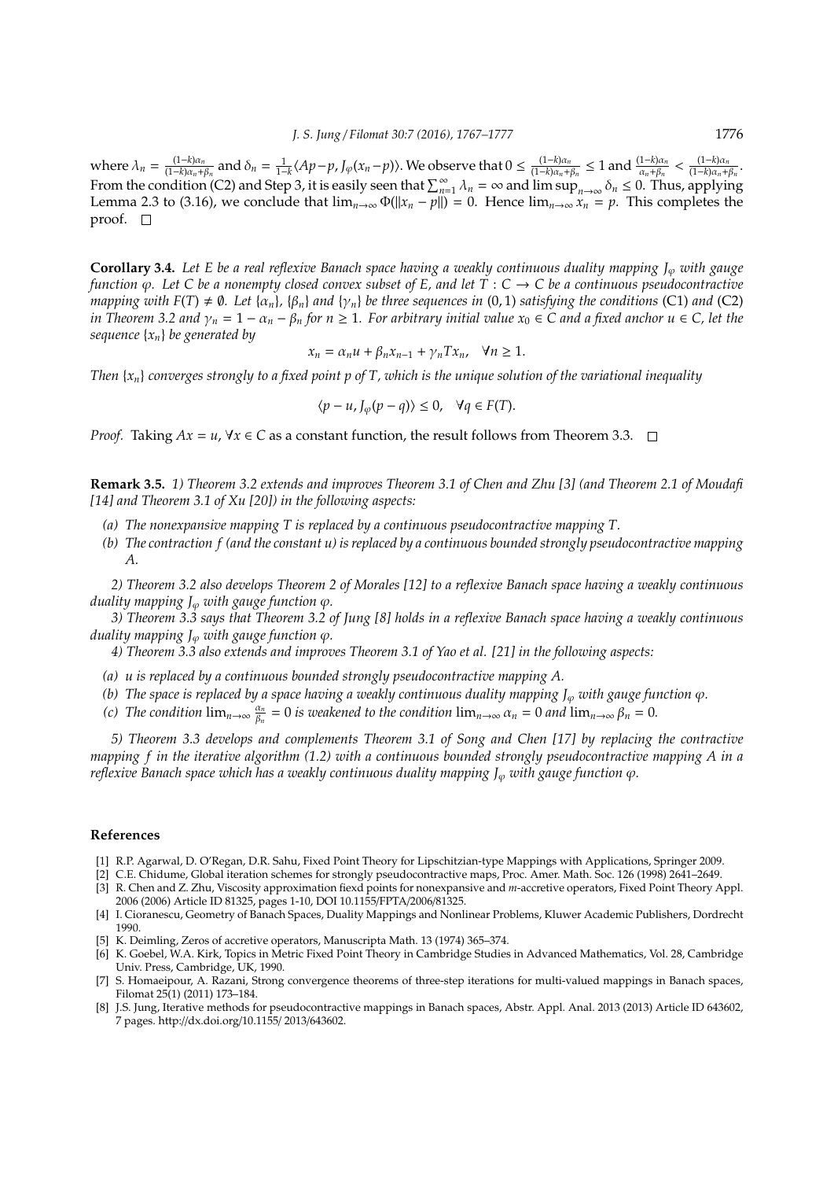where $\lambda_n = \frac{(1-k)\alpha_n}{(1-k)\alpha_n+\beta_n}$ and $\delta_n = \frac{1}{1-k}\langle Ap-p, J_\varphi(x_n-p)\rangle$. We observe that $0 \le \frac{(1-k)\alpha_n}{(1-k)\alpha_n+\beta_n} \le 1$ and $\frac{(1-k)\alpha_n}{\alpha_n+\beta_n} < \frac{(1-k)\alpha_n}{(1-k)\alpha_n+\beta_n}$. From the condition (C2) and Step 3, it is easily seen that $\sum_{n=1}^{\infty}\lambda_n = \infty$ and $\limsup_{n\to\infty}\delta_n \le 0$. Thus, applying Lemma 2.3 to (3.16), we conclude that $\lim_{n\to\infty}\Phi(\|x_n - p\|) = 0$. Hence $\lim_{n\to\infty} x_n = p$. This completes the proof. □

**Corollary 3.4.** *Let $E$ be a real reflexive Banach space having a weakly continuous duality mapping $J_\varphi$ with gauge function $\varphi$. Let $C$ be a nonempty closed convex subset of $E$, and let $T : C \to C$ be a continuous pseudocontractive mapping with $F(T) \neq \emptyset$. Let $\{\alpha_n\}$, $\{\beta_n\}$ and $\{\gamma_n\}$ be three sequences in $(0,1)$ satisfying the conditions* (C1) *and* (C2) *in Theorem 3.2 and $\gamma_n = 1 - \alpha_n - \beta_n$ for $n \ge 1$. For arbitrary initial value $x_0 \in C$ and a fixed anchor $u \in C$, let the sequence $\{x_n\}$ be generated by*

$$x_n = \alpha_n u + \beta_n x_{n-1} + \gamma_n T x_n, \quad \forall n \ge 1.$$

*Then $\{x_n\}$ converges strongly to a fixed point $p$ of $T$, which is the unique solution of the variational inequality*

$$\langle p - u, J_\varphi(p - q)\rangle \le 0, \quad \forall q \in F(T).$$

*Proof.* Taking $Ax = u$, $\forall x \in C$ as a constant function, the result follows from Theorem 3.3. □

**Remark 3.5.** *1) Theorem 3.2 extends and improves Theorem 3.1 of Chen and Zhu [3] (and Theorem 2.1 of Moudafi [14] and Theorem 3.1 of Xu [20]) in the following aspects:*

*(a) The nonexpansive mapping $T$ is replaced by a continuous pseudocontractive mapping $T$.*

*(b) The contraction $f$ (and the constant $u$) is replaced by a continuous bounded strongly pseudocontractive mapping $A$.*

*2) Theorem 3.2 also develops Theorem 2 of Morales [12] to a reflexive Banach space having a weakly continuous duality mapping $J_\varphi$ with gauge function $\varphi$.*

*3) Theorem 3.3 says that Theorem 3.2 of Jung [8] holds in a reflexive Banach space having a weakly continuous duality mapping $J_\varphi$ with gauge function $\varphi$.*

*4) Theorem 3.3 also extends and improves Theorem 3.1 of Yao et al. [21] in the following aspects:*

*(a) $u$ is replaced by a continuous bounded strongly pseudocontractive mapping $A$.*

*(b) The space is replaced by a space having a weakly continuous duality mapping $J_\varphi$ with gauge function $\varphi$.*

*(c) The condition $\lim_{n\to\infty}\frac{\alpha_n}{\beta_n} = 0$ is weakened to the condition $\lim_{n\to\infty}\alpha_n = 0$ and $\lim_{n\to\infty}\beta_n = 0$.*

*5) Theorem 3.3 develops and complements Theorem 3.1 of Song and Chen [17] by replacing the contractive mapping $f$ in the iterative algorithm (1.2) with a continuous bounded strongly pseudocontractive mapping $A$ in a reflexive Banach space which has a weakly continuous duality mapping $J_\varphi$ with gauge function $\varphi$.*

## References

[1] R.P. Agarwal, D. O'Regan, D.R. Sahu, Fixed Point Theory for Lipschitzian-type Mappings with Applications, Springer 2009.

[2] C.E. Chidume, Global iteration schemes for strongly pseudocontractive maps, Proc. Amer. Math. Soc. 126 (1998) 2641–2649.

[3] R. Chen and Z. Zhu, Viscosity approximation fiexd points for nonexpansive and $m$-accretive operators, Fixed Point Theory Appl. 2006 (2006) Article ID 81325, pages 1-10, DOI 10.1155/FPTA/2006/81325.

[4] I. Cioranescu, Geometry of Banach Spaces, Duality Mappings and Nonlinear Problems, Kluwer Academic Publishers, Dordrecht 1990.

[5] K. Deimling, Zeros of accretive operators, Manuscripta Math. 13 (1974) 365–374.

[6] K. Goebel, W.A. Kirk, Topics in Metric Fixed Point Theory in Cambridge Studies in Advanced Mathematics, Vol. 28, Cambridge Univ. Press, Cambridge, UK, 1990.

[7] S. Homaeipour, A. Razani, Strong convergence theorems of three-step iterations for multi-valued mappings in Banach spaces, Filomat 25(1) (2011) 173–184.

[8] J.S. Jung, Iterative methods for pseudocontractive mappings in Banach spaces, Abstr. Appl. Anal. 2013 (2013) Article ID 643602, 7 pages. http://dx.doi.org/10.1155/ 2013/643602.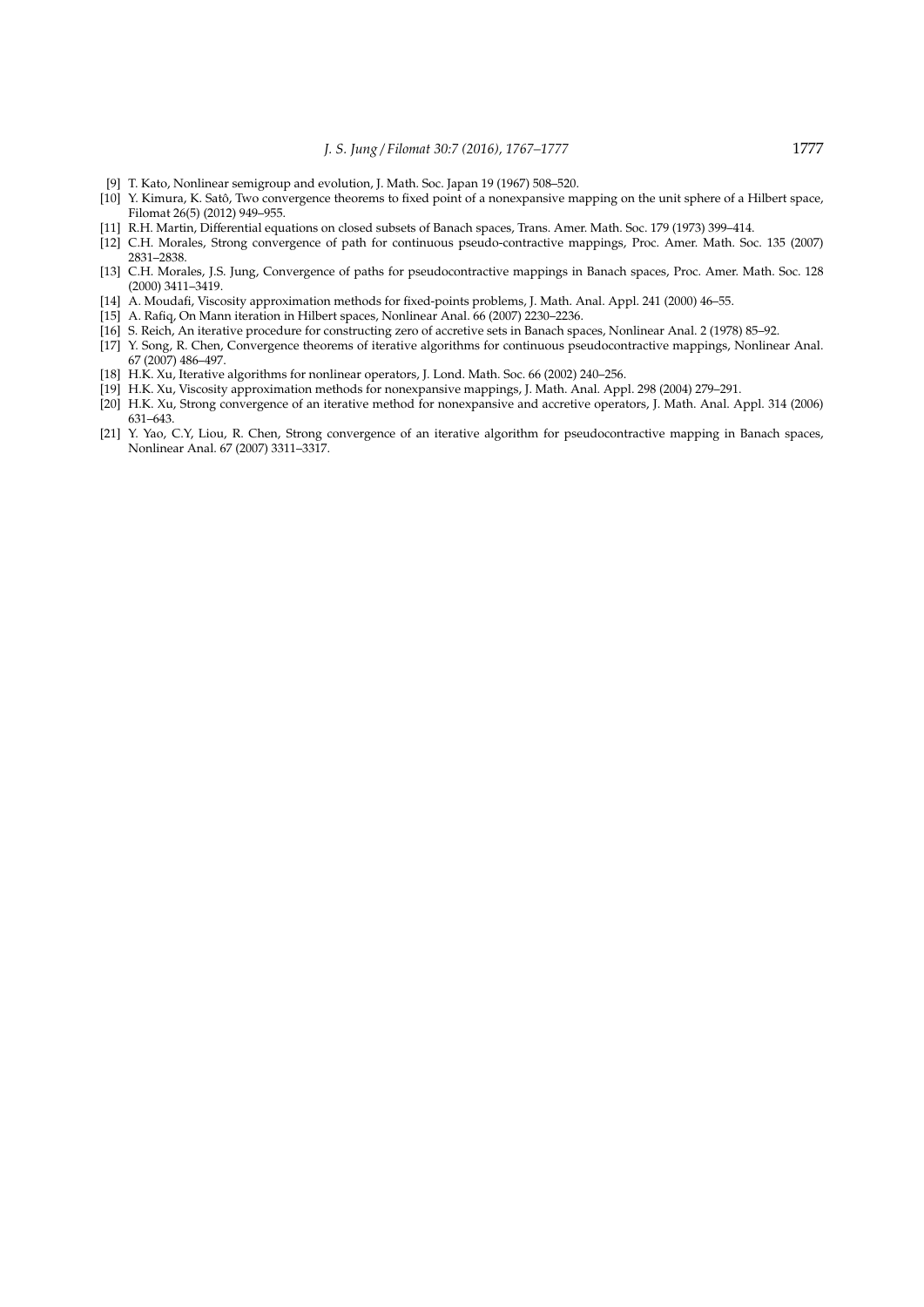[9] T. Kato, Nonlinear semigroup and evolution, J. Math. Soc. Japan 19 (1967) 508–520.

[10] Y. Kimura, K. Satô, Two convergence theorems to fixed point of a nonexpansive mapping on the unit sphere of a Hilbert space, Filomat 26(5) (2012) 949–955.

[11] R.H. Martin, Differential equations on closed subsets of Banach spaces, Trans. Amer. Math. Soc. 179 (1973) 399–414.

[12] C.H. Morales, Strong convergence of path for continuous pseudo-contractive mappings, Proc. Amer. Math. Soc. 135 (2007) 2831–2838.

[13] C.H. Morales, J.S. Jung, Convergence of paths for pseudocontractive mappings in Banach spaces, Proc. Amer. Math. Soc. 128 (2000) 3411–3419.

[14] A. Moudafi, Viscosity approximation methods for fixed-points problems, J. Math. Anal. Appl. 241 (2000) 46–55.

[15] A. Rafiq, On Mann iteration in Hilbert spaces, Nonlinear Anal. 66 (2007) 2230–2236.

[16] S. Reich, An iterative procedure for constructing zero of accretive sets in Banach spaces, Nonlinear Anal. 2 (1978) 85–92.

[17] Y. Song, R. Chen, Convergence theorems of iterative algorithms for continuous pseudocontractive mappings, Nonlinear Anal. 67 (2007) 486–497.

[18] H.K. Xu, Iterative algorithms for nonlinear operators, J. Lond. Math. Soc. 66 (2002) 240–256.

[19] H.K. Xu, Viscosity approximation methods for nonexpansive mappings, J. Math. Anal. Appl. 298 (2004) 279–291.

[20] H.K. Xu, Strong convergence of an iterative method for nonexpansive and accretive operators, J. Math. Anal. Appl. 314 (2006) 631–643.

[21] Y. Yao, C.Y, Liou, R. Chen, Strong convergence of an iterative algorithm for pseudocontractive mapping in Banach spaces, Nonlinear Anal. 67 (2007) 3311–3317.